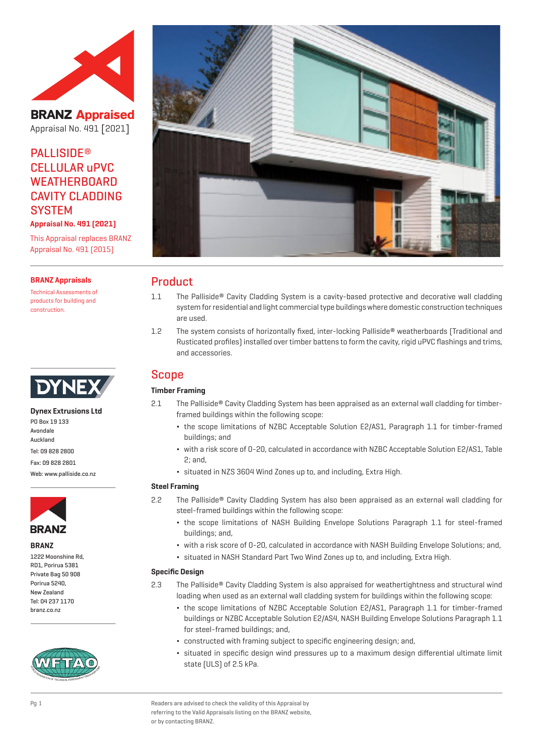**BRANZ Appraised**
Appraisal No. 491 [2021]

# PALLISIDE® CELLULAR uPVC WEATHERBOARD CAVITY CLADDING SYSTEM

**Appraisal No. 491 (2021)**

This Appraisal replaces BRANZ Appraisal No. 491 (2015)

**BRANZ Appraisals**

Technical Assessments of products for building and construction.

**Dynex Extrusions Ltd**
PO Box 19 133
Avondale
Auckland
Tel: 09 828 2800
Fax: 09 828 2801
Web: www.palliside.co.nz

**BRANZ**
1222 Moonshine Rd,
RD1, Porirua 5381
Private Bag 50 908
Porirua 5240,
New Zealand
Tel: 04 237 1170
branz.co.nz

## Product

1.1 The Palliside® Cavity Cladding System is a cavity-based protective and decorative wall cladding system for residential and light commercial type buildings where domestic construction techniques are used.

1.2 The system consists of horizontally fixed, inter-locking Palliside® weatherboards (Traditional and Rusticated profiles) installed over timber battens to form the cavity, rigid uPVC flashings and trims, and accessories.

## Scope

### Timber Framing

2.1 The Palliside® Cavity Cladding System has been appraised as an external wall cladding for timber-framed buildings within the following scope:

- the scope limitations of NZBC Acceptable Solution E2/AS1, Paragraph 1.1 for timber-framed buildings; and
- with a risk score of 0-20, calculated in accordance with NZBC Acceptable Solution E2/AS1, Table 2; and,
- situated in NZS 3604 Wind Zones up to, and including, Extra High.

### Steel Framing

2.2 The Palliside® Cavity Cladding System has also been appraised as an external wall cladding for steel-framed buildings within the following scope:

- the scope limitations of NASH Building Envelope Solutions Paragraph 1.1 for steel-framed buildings; and,
- with a risk score of 0-20, calculated in accordance with NASH Building Envelope Solutions; and,
- situated in NASH Standard Part Two Wind Zones up to, and including, Extra High.

### Specific Design

2.3 The Palliside® Cavity Cladding System is also appraised for weathertightness and structural wind loading when used as an external wall cladding system for buildings within the following scope:

- the scope limitations of NZBC Acceptable Solution E2/AS1, Paragraph 1.1 for timber-framed buildings or NZBC Acceptable Solution E2/AS4, NASH Building Envelope Solutions Paragraph 1.1 for steel-framed buildings; and,
- constructed with framing subject to specific engineering design; and,
- situated in specific design wind pressures up to a maximum design differential ultimate limit state (ULS) of 2.5 kPa.

Readers are advised to check the validity of this Appraisal by referring to the Valid Appraisals listing on the BRANZ website, or by contacting BRANZ.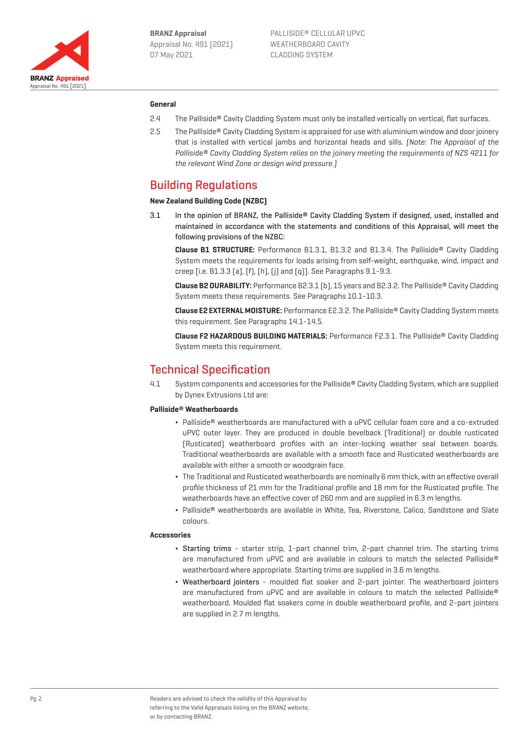### General

2.4 The Palliside® Cavity Cladding System must only be installed vertically on vertical, flat surfaces.

2.5 The Palliside® Cavity Cladding System is appraised for use with aluminium window and door joinery that is installed with vertical jambs and horizontal heads and sills. *(Note: The Appraisal of the Palliside® Cavity Cladding System relies on the joinery meeting the requirements of NZS 4211 for the relevant Wind Zone or design wind pressure.)*

## Building Regulations

### New Zealand Building Code (NZBC)

3.1 **In the opinion of BRANZ, the Palliside® Cavity Cladding System if designed, used, installed and maintained in accordance with the statements and conditions of this Appraisal, will meet the following provisions of the NZBC:**

**Clause B1 STRUCTURE:** Performance B1.3.1, B1.3.2 and B1.3.4. The Palliside® Cavity Cladding System meets the requirements for loads arising from self-weight, earthquake, wind, impact and creep [i.e. B1.3.3 (a), (f), (h), (j) and (q)]. See Paragraphs 9.1-9.3.

**Clause B2 DURABILITY:** Performance B2.3.1 (b), 15 years and B2.3.2. The Palliside® Cavity Cladding System meets these requirements. See Paragraphs 10.1-10.3.

**Clause E2 EXTERNAL MOISTURE:** Performance E2.3.2. The Palliside® Cavity Cladding System meets this requirement. See Paragraphs 14.1-14.5.

**Clause F2 HAZARDOUS BUILDING MATERIALS:** Performance F2.3.1. The Palliside® Cavity Cladding System meets this requirement.

## Technical Specification

4.1 System components and accessories for the Palliside® Cavity Cladding System, which are supplied by Dynex Extrusions Ltd are:

### Palliside® Weatherboards

- Palliside® weatherboards are manufactured with a uPVC cellular foam core and a co-extruded uPVC outer layer. They are produced in double bevelback (Traditional) or double rusticated (Rusticated) weatherboard profiles with an inter-locking weather seal between boards. Traditional weatherboards are available with a smooth face and Rusticated weatherboards are available with either a smooth or woodgrain face.
- The Traditional and Rusticated weatherboards are nominally 6 mm thick, with an effective overall profile thickness of 21 mm for the Traditional profile and 18 mm for the Rusticated profile. The weatherboards have an effective cover of 260 mm and are supplied in 6.3 m lengths.
- Palliside® weatherboards are available in White, Tea, Riverstone, Calico, Sandstone and Slate colours.

### Accessories

- Starting trims - starter strip, 1-part channel trim, 2-part channel trim. The starting trims are manufactured from uPVC and are available in colours to match the selected Palliside® weatherboard where appropriate. Starting trims are supplied in 3.6 m lengths.
- Weatherboard jointers - moulded flat soaker and 2-part jointer. The weatherboard jointers are manufactured from uPVC and are available in colours to match the selected Palliside® weatherboard. Moulded flat soakers come in double weatherboard profile, and 2-part jointers are supplied in 2.7 m lengths.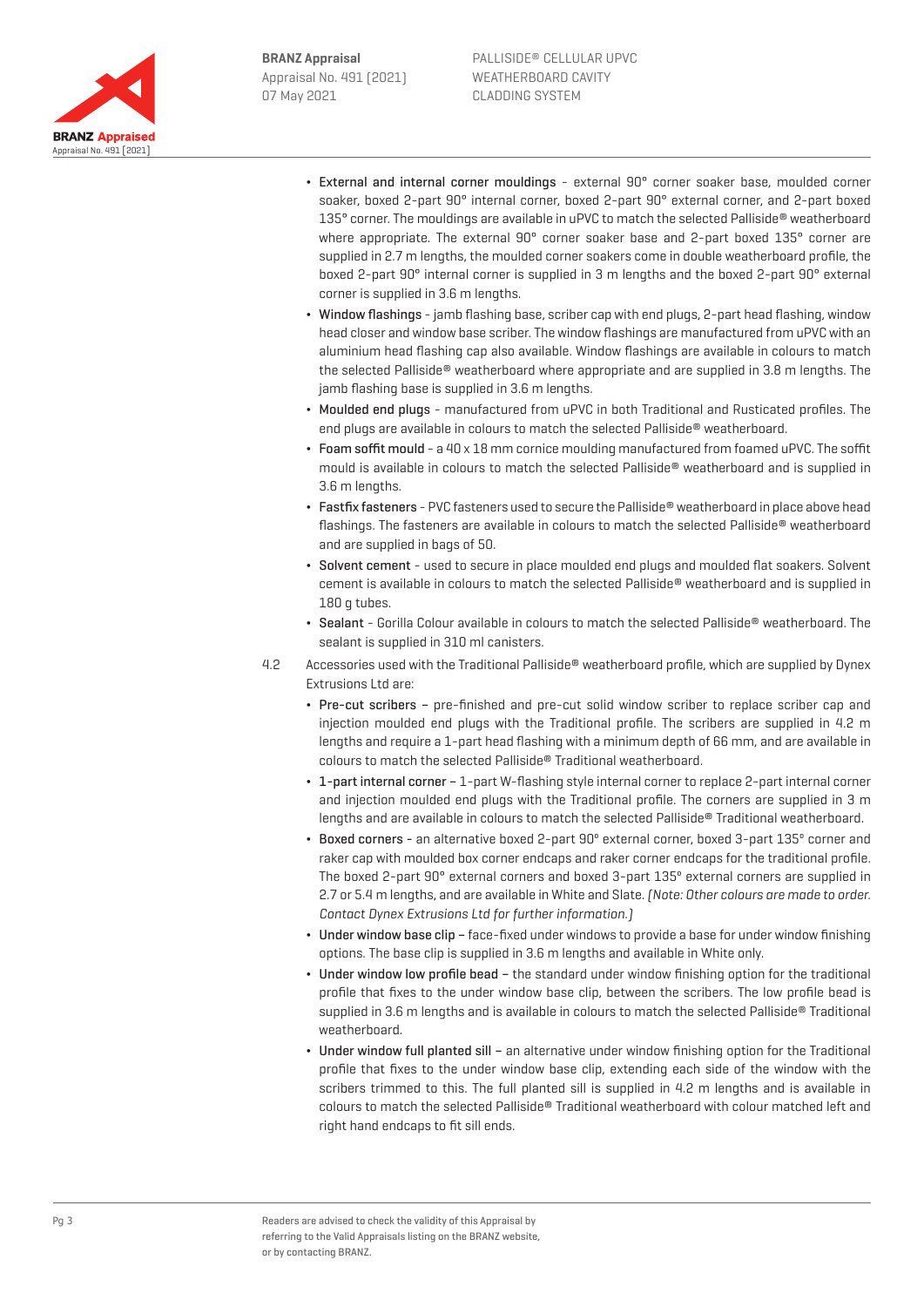- **External and internal corner mouldings** - external 90° corner soaker base, moulded corner soaker, boxed 2-part 90° internal corner, boxed 2-part 90° external corner, and 2-part boxed 135° corner. The mouldings are available in uPVC to match the selected Palliside® weatherboard where appropriate. The external 90° corner soaker base and 2-part boxed 135° corner are supplied in 2.7 m lengths, the moulded corner soakers come in double weatherboard profile, the boxed 2-part 90° internal corner is supplied in 3 m lengths and the boxed 2-part 90° external corner is supplied in 3.6 m lengths.
- **Window flashings** - jamb flashing base, scriber cap with end plugs, 2-part head flashing, window head closer and window base scriber. The window flashings are manufactured from uPVC with an aluminium head flashing cap also available. Window flashings are available in colours to match the selected Palliside® weatherboard where appropriate and are supplied in 3.8 m lengths. The jamb flashing base is supplied in 3.6 m lengths.
- **Moulded end plugs** - manufactured from uPVC in both Traditional and Rusticated profiles. The end plugs are available in colours to match the selected Palliside® weatherboard.
- **Foam soffit mould** - a 40 x 18 mm cornice moulding manufactured from foamed uPVC. The soffit mould is available in colours to match the selected Palliside® weatherboard and is supplied in 3.6 m lengths.
- **Fastfix fasteners** - PVC fasteners used to secure the Palliside® weatherboard in place above head flashings. The fasteners are available in colours to match the selected Palliside® weatherboard and are supplied in bags of 50.
- **Solvent cement** - used to secure in place moulded end plugs and moulded flat soakers. Solvent cement is available in colours to match the selected Palliside® weatherboard and is supplied in 180 g tubes.
- **Sealant** - Gorilla Colour available in colours to match the selected Palliside® weatherboard. The sealant is supplied in 310 ml canisters.

4.2 Accessories used with the Traditional Palliside® weatherboard profile, which are supplied by Dynex Extrusions Ltd are:

- **Pre-cut scribers** – pre-finished and pre-cut solid window scriber to replace scriber cap and injection moulded end plugs with the Traditional profile. The scribers are supplied in 4.2 m lengths and require a 1-part head flashing with a minimum depth of 66 mm, and are available in colours to match the selected Palliside® Traditional weatherboard.
- **1-part internal corner** – 1-part W-flashing style internal corner to replace 2-part internal corner and injection moulded end plugs with the Traditional profile. The corners are supplied in 3 m lengths and are available in colours to match the selected Palliside® Traditional weatherboard.
- **Boxed corners** - an alternative boxed 2-part 90° external corner, boxed 3-part 135° corner and raker cap with moulded box corner endcaps and raker corner endcaps for the traditional profile. The boxed 2-part 90° external corners and boxed 3-part 135° external corners are supplied in 2.7 or 5.4 m lengths, and are available in White and Slate. *(Note: Other colours are made to order. Contact Dynex Extrusions Ltd for further information.)*
- **Under window base clip** – face-fixed under windows to provide a base for under window finishing options. The base clip is supplied in 3.6 m lengths and available in White only.
- **Under window low profile bead** – the standard under window finishing option for the traditional profile that fixes to the under window base clip, between the scribers. The low profile bead is supplied in 3.6 m lengths and is available in colours to match the selected Palliside® Traditional weatherboard.
- **Under window full planted sill** – an alternative under window finishing option for the Traditional profile that fixes to the under window base clip, extending each side of the window with the scribers trimmed to this. The full planted sill is supplied in 4.2 m lengths and is available in colours to match the selected Palliside® Traditional weatherboard with colour matched left and right hand endcaps to fit sill ends.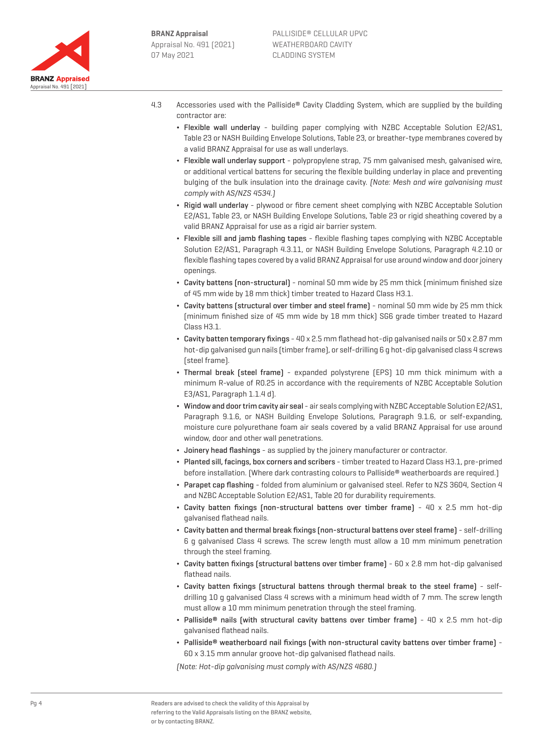4.3 Accessories used with the Palliside® Cavity Cladding System, which are supplied by the building contractor are:

- **Flexible wall underlay** - building paper complying with NZBC Acceptable Solution E2/AS1, Table 23 or NASH Building Envelope Solutions, Table 23, or breather-type membranes covered by a valid BRANZ Appraisal for use as wall underlays.
- **Flexible wall underlay support** - polypropylene strap, 75 mm galvanised mesh, galvanised wire, or additional vertical battens for securing the flexible building underlay in place and preventing bulging of the bulk insulation into the drainage cavity. *(Note: Mesh and wire galvanising must comply with AS/NZS 4534.)*
- **Rigid wall underlay** - plywood or fibre cement sheet complying with NZBC Acceptable Solution E2/AS1, Table 23, or NASH Building Envelope Solutions, Table 23 or rigid sheathing covered by a valid BRANZ Appraisal for use as a rigid air barrier system.
- **Flexible sill and jamb flashing tapes** - flexible flashing tapes complying with NZBC Acceptable Solution E2/AS1, Paragraph 4.3.11, or NASH Building Envelope Solutions, Paragraph 4.2.10 or flexible flashing tapes covered by a valid BRANZ Appraisal for use around window and door joinery openings.
- **Cavity battens (non-structural)** - nominal 50 mm wide by 25 mm thick (minimum finished size of 45 mm wide by 18 mm thick) timber treated to Hazard Class H3.1.
- **Cavity battens (structural over timber and steel frame)** - nominal 50 mm wide by 25 mm thick (minimum finished size of 45 mm wide by 18 mm thick) SG6 grade timber treated to Hazard Class H3.1.
- **Cavity batten temporary fixings** - 40 x 2.5 mm flathead hot-dip galvanised nails or 50 x 2.87 mm hot-dip galvanised gun nails (timber frame), or self-drilling 6 g hot-dip galvanised class 4 screws (steel frame).
- **Thermal break (steel frame)** - expanded polystyrene (EPS) 10 mm thick minimum with a minimum R-value of R0.25 in accordance with the requirements of NZBC Acceptable Solution E3/AS1, Paragraph 1.1.4 d).
- **Window and door trim cavity air seal** - air seals complying with NZBC Acceptable Solution E2/AS1, Paragraph 9.1.6, or NASH Building Envelope Solutions, Paragraph 9.1.6, or self-expanding, moisture cure polyurethane foam air seals covered by a valid BRANZ Appraisal for use around window, door and other wall penetrations.
- **Joinery head flashings** - as supplied by the joinery manufacturer or contractor.
- **Planted sill, facings, box corners and scribers** - timber treated to Hazard Class H3.1, pre-primed before installation. (Where dark contrasting colours to Palliside® weatherboards are required.)
- **Parapet cap flashing** - folded from aluminium or galvanised steel. Refer to NZS 3604, Section 4 and NZBC Acceptable Solution E2/AS1, Table 20 for durability requirements.
- **Cavity batten fixings (non-structural battens over timber frame)** - 40 x 2.5 mm hot-dip galvanised flathead nails.
- **Cavity batten and thermal break fixings (non-structural battens over steel frame)** - self-drilling 6 g galvanised Class 4 screws. The screw length must allow a 10 mm minimum penetration through the steel framing.
- **Cavity batten fixings (structural battens over timber frame)** - 60 x 2.8 mm hot-dip galvanised flathead nails.
- **Cavity batten fixings (structural battens through thermal break to the steel frame)** - self-drilling 10 g galvanised Class 4 screws with a minimum head width of 7 mm. The screw length must allow a 10 mm minimum penetration through the steel framing.
- **Palliside® nails (with structural cavity battens over timber frame)** - 40 x 2.5 mm hot-dip galvanised flathead nails.
- **Palliside® weatherboard nail fixings (with non-structural cavity battens over timber frame)** - 60 x 3.15 mm annular groove hot-dip galvanised flathead nails.

*(Note: Hot-dip galvanising must comply with AS/NZS 4680.)*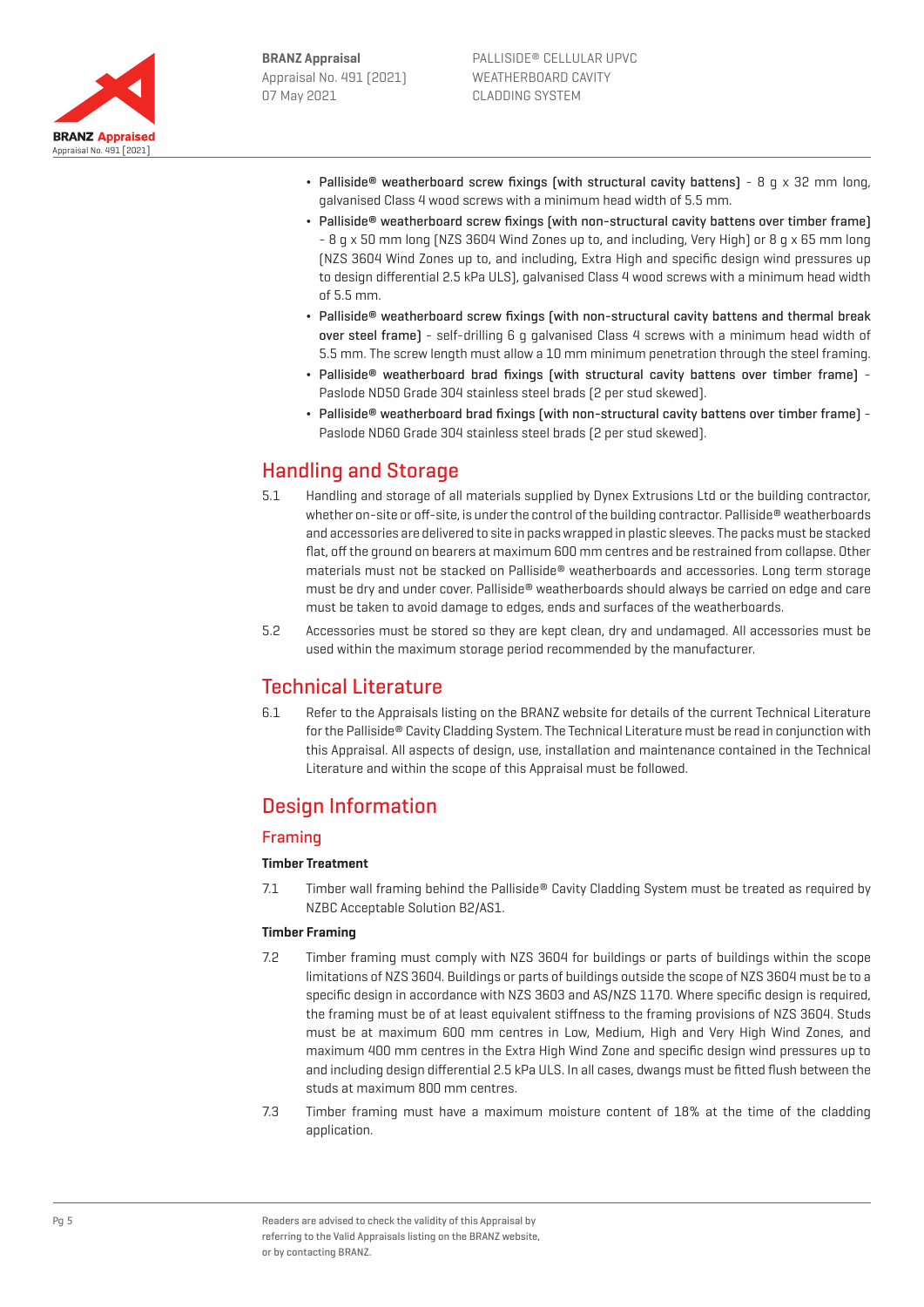- Palliside® weatherboard screw fixings (with structural cavity battens) - 8 g x 32 mm long, galvanised Class 4 wood screws with a minimum head width of 5.5 mm.
- Palliside® weatherboard screw fixings (with non-structural cavity battens over timber frame) - 8 g x 50 mm long (NZS 3604 Wind Zones up to, and including, Very High) or 8 g x 65 mm long (NZS 3604 Wind Zones up to, and including, Extra High and specific design wind pressures up to design differential 2.5 kPa ULS), galvanised Class 4 wood screws with a minimum head width of 5.5 mm.
- Palliside® weatherboard screw fixings (with non-structural cavity battens and thermal break over steel frame) - self-drilling 6 g galvanised Class 4 screws with a minimum head width of 5.5 mm. The screw length must allow a 10 mm minimum penetration through the steel framing.
- Palliside® weatherboard brad fixings (with structural cavity battens over timber frame) - Paslode ND50 Grade 304 stainless steel brads (2 per stud skewed).
- Palliside® weatherboard brad fixings (with non-structural cavity battens over timber frame) - Paslode ND60 Grade 304 stainless steel brads (2 per stud skewed).

## Handling and Storage

5.1 Handling and storage of all materials supplied by Dynex Extrusions Ltd or the building contractor, whether on-site or off-site, is under the control of the building contractor. Palliside® weatherboards and accessories are delivered to site in packs wrapped in plastic sleeves. The packs must be stacked flat, off the ground on bearers at maximum 600 mm centres and be restrained from collapse. Other materials must not be stacked on Palliside® weatherboards and accessories. Long term storage must be dry and under cover. Palliside® weatherboards should always be carried on edge and care must be taken to avoid damage to edges, ends and surfaces of the weatherboards.

5.2 Accessories must be stored so they are kept clean, dry and undamaged. All accessories must be used within the maximum storage period recommended by the manufacturer.

## Technical Literature

6.1 Refer to the Appraisals listing on the BRANZ website for details of the current Technical Literature for the Palliside® Cavity Cladding System. The Technical Literature must be read in conjunction with this Appraisal. All aspects of design, use, installation and maintenance contained in the Technical Literature and within the scope of this Appraisal must be followed.

## Design Information

### Framing

#### Timber Treatment

7.1 Timber wall framing behind the Palliside® Cavity Cladding System must be treated as required by NZBC Acceptable Solution B2/AS1.

#### Timber Framing

7.2 Timber framing must comply with NZS 3604 for buildings or parts of buildings within the scope limitations of NZS 3604. Buildings or parts of buildings outside the scope of NZS 3604 must be to a specific design in accordance with NZS 3603 and AS/NZS 1170. Where specific design is required, the framing must be of at least equivalent stiffness to the framing provisions of NZS 3604. Studs must be at maximum 600 mm centres in Low, Medium, High and Very High Wind Zones, and maximum 400 mm centres in the Extra High Wind Zone and specific design wind pressures up to and including design differential 2.5 kPa ULS. In all cases, dwangs must be fitted flush between the studs at maximum 800 mm centres.

7.3 Timber framing must have a maximum moisture content of 18% at the time of the cladding application.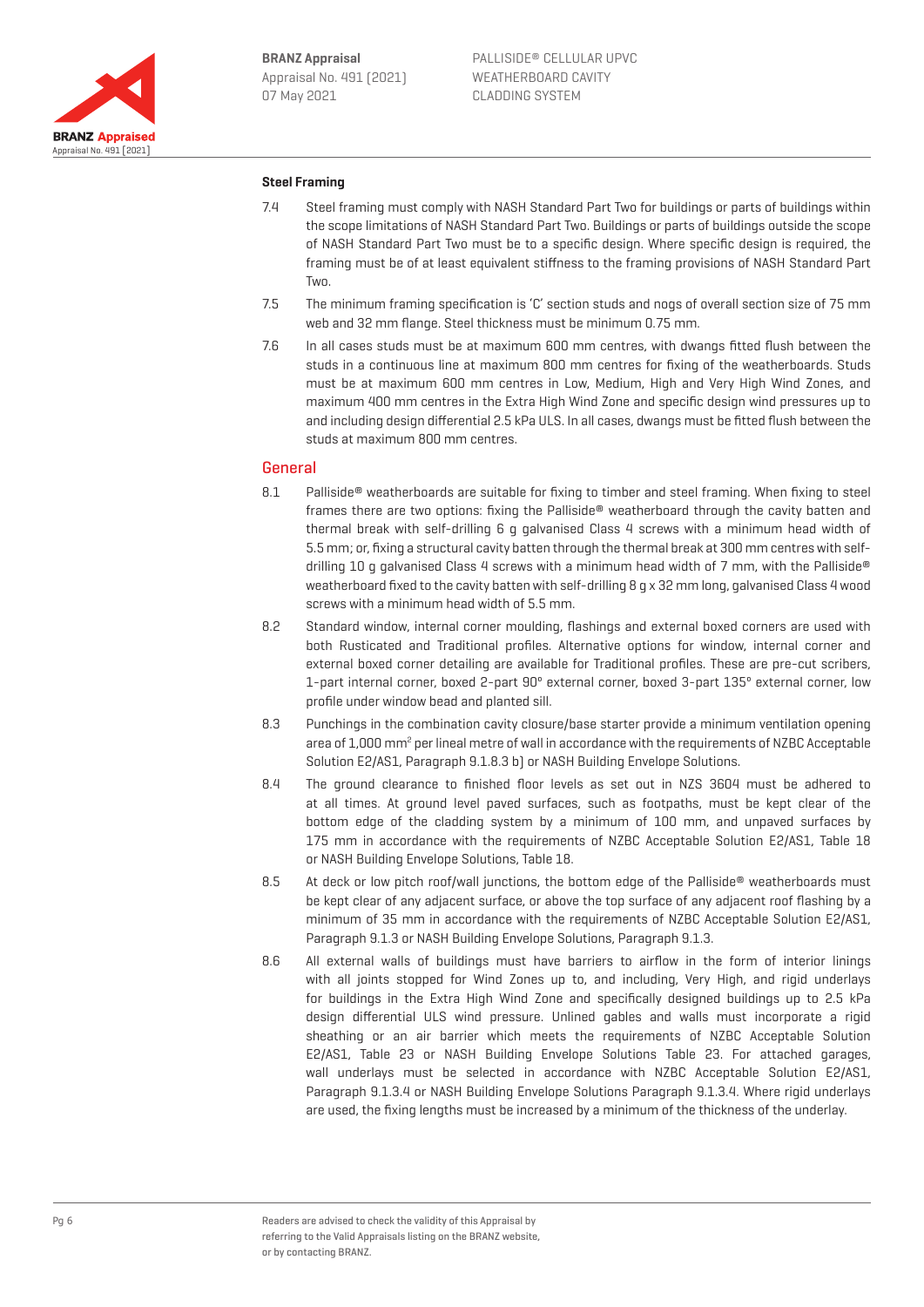**Steel Framing**

7.4 Steel framing must comply with NASH Standard Part Two for buildings or parts of buildings within the scope limitations of NASH Standard Part Two. Buildings or parts of buildings outside the scope of NASH Standard Part Two must be to a specific design. Where specific design is required, the framing must be of at least equivalent stiffness to the framing provisions of NASH Standard Part Two.

7.5 The minimum framing specification is 'C' section studs and nogs of overall section size of 75 mm web and 32 mm flange. Steel thickness must be minimum 0.75 mm.

7.6 In all cases studs must be at maximum 600 mm centres, with dwangs fitted flush between the studs in a continuous line at maximum 800 mm centres for fixing of the weatherboards. Studs must be at maximum 600 mm centres in Low, Medium, High and Very High Wind Zones, and maximum 400 mm centres in the Extra High Wind Zone and specific design wind pressures up to and including design differential 2.5 kPa ULS. In all cases, dwangs must be fitted flush between the studs at maximum 800 mm centres.

## General

8.1 Palliside® weatherboards are suitable for fixing to timber and steel framing. When fixing to steel frames there are two options: fixing the Palliside® weatherboard through the cavity batten and thermal break with self-drilling 6 g galvanised Class 4 screws with a minimum head width of 5.5 mm; or, fixing a structural cavity batten through the thermal break at 300 mm centres with self-drilling 10 g galvanised Class 4 screws with a minimum head width of 7 mm, with the Palliside® weatherboard fixed to the cavity batten with self-drilling 8 g x 32 mm long, galvanised Class 4 wood screws with a minimum head width of 5.5 mm.

8.2 Standard window, internal corner moulding, flashings and external boxed corners are used with both Rusticated and Traditional profiles. Alternative options for window, internal corner and external boxed corner detailing are available for Traditional profiles. These are pre-cut scribers, 1-part internal corner, boxed 2-part 90° external corner, boxed 3-part 135° external corner, low profile under window bead and planted sill.

8.3 Punchings in the combination cavity closure/base starter provide a minimum ventilation opening area of 1,000 mm$^2$ per lineal metre of wall in accordance with the requirements of NZBC Acceptable Solution E2/AS1, Paragraph 9.1.8.3 b) or NASH Building Envelope Solutions.

8.4 The ground clearance to finished floor levels as set out in NZS 3604 must be adhered to at all times. At ground level paved surfaces, such as footpaths, must be kept clear of the bottom edge of the cladding system by a minimum of 100 mm, and unpaved surfaces by 175 mm in accordance with the requirements of NZBC Acceptable Solution E2/AS1, Table 18 or NASH Building Envelope Solutions, Table 18.

8.5 At deck or low pitch roof/wall junctions, the bottom edge of the Palliside® weatherboards must be kept clear of any adjacent surface, or above the top surface of any adjacent roof flashing by a minimum of 35 mm in accordance with the requirements of NZBC Acceptable Solution E2/AS1, Paragraph 9.1.3 or NASH Building Envelope Solutions, Paragraph 9.1.3.

8.6 All external walls of buildings must have barriers to airflow in the form of interior linings with all joints stopped for Wind Zones up to, and including, Very High, and rigid underlays for buildings in the Extra High Wind Zone and specifically designed buildings up to 2.5 kPa design differential ULS wind pressure. Unlined gables and walls must incorporate a rigid sheathing or an air barrier which meets the requirements of NZBC Acceptable Solution E2/AS1, Table 23 or NASH Building Envelope Solutions Table 23. For attached garages, wall underlays must be selected in accordance with NZBC Acceptable Solution E2/AS1, Paragraph 9.1.3.4 or NASH Building Envelope Solutions Paragraph 9.1.3.4. Where rigid underlays are used, the fixing lengths must be increased by a minimum of the thickness of the underlay.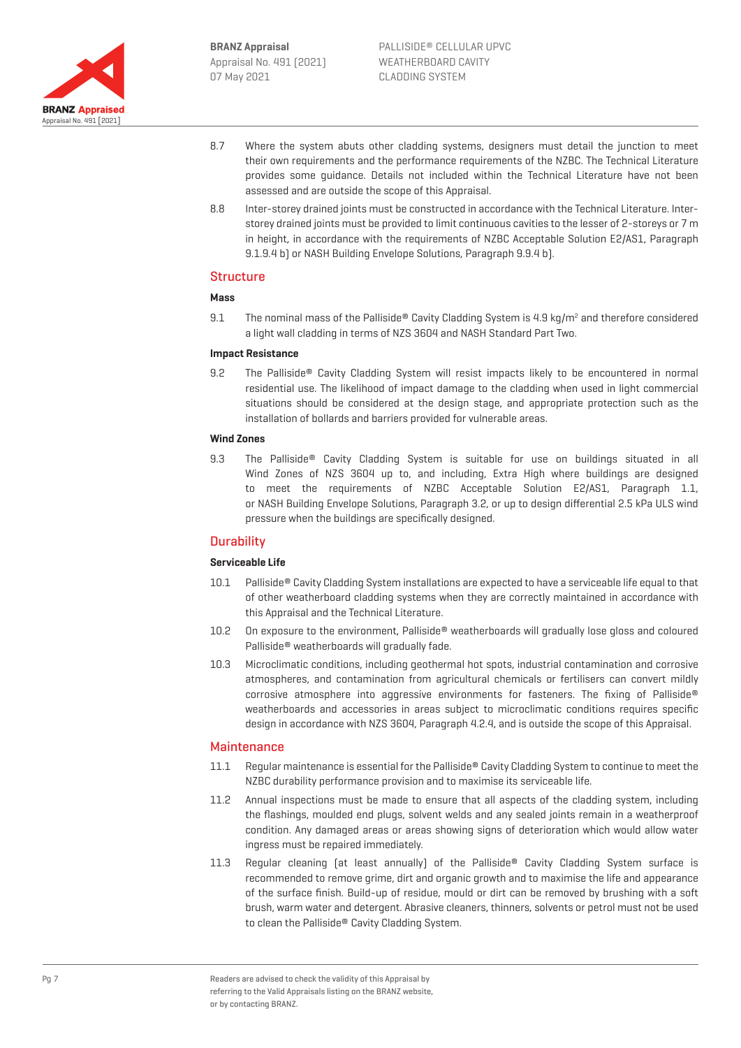8.7 Where the system abuts other cladding systems, designers must detail the junction to meet their own requirements and the performance requirements of the NZBC. The Technical Literature provides some guidance. Details not included within the Technical Literature have not been assessed and are outside the scope of this Appraisal.

8.8 Inter-storey drained joints must be constructed in accordance with the Technical Literature. Inter-storey drained joints must be provided to limit continuous cavities to the lesser of 2-storeys or 7 m in height, in accordance with the requirements of NZBC Acceptable Solution E2/AS1, Paragraph 9.1.9.4 b) or NASH Building Envelope Solutions, Paragraph 9.9.4 b).

## Structure

### Mass

9.1 The nominal mass of the Palliside® Cavity Cladding System is 4.9 kg/m$^2$ and therefore considered a light wall cladding in terms of NZS 3604 and NASH Standard Part Two.

### Impact Resistance

9.2 The Palliside® Cavity Cladding System will resist impacts likely to be encountered in normal residential use. The likelihood of impact damage to the cladding when used in light commercial situations should be considered at the design stage, and appropriate protection such as the installation of bollards and barriers provided for vulnerable areas.

### Wind Zones

9.3 The Palliside® Cavity Cladding System is suitable for use on buildings situated in all Wind Zones of NZS 3604 up to, and including, Extra High where buildings are designed to meet the requirements of NZBC Acceptable Solution E2/AS1, Paragraph 1.1, or NASH Building Envelope Solutions, Paragraph 3.2, or up to design differential 2.5 kPa ULS wind pressure when the buildings are specifically designed.

## Durability

### Serviceable Life

10.1 Palliside® Cavity Cladding System installations are expected to have a serviceable life equal to that of other weatherboard cladding systems when they are correctly maintained in accordance with this Appraisal and the Technical Literature.

10.2 On exposure to the environment, Palliside® weatherboards will gradually lose gloss and coloured Palliside® weatherboards will gradually fade.

10.3 Microclimatic conditions, including geothermal hot spots, industrial contamination and corrosive atmospheres, and contamination from agricultural chemicals or fertilisers can convert mildly corrosive atmosphere into aggressive environments for fasteners. The fixing of Palliside® weatherboards and accessories in areas subject to microclimatic conditions requires specific design in accordance with NZS 3604, Paragraph 4.2.4, and is outside the scope of this Appraisal.

## Maintenance

11.1 Regular maintenance is essential for the Palliside® Cavity Cladding System to continue to meet the NZBC durability performance provision and to maximise its serviceable life.

11.2 Annual inspections must be made to ensure that all aspects of the cladding system, including the flashings, moulded end plugs, solvent welds and any sealed joints remain in a weatherproof condition. Any damaged areas or areas showing signs of deterioration which would allow water ingress must be repaired immediately.

11.3 Regular cleaning (at least annually) of the Palliside® Cavity Cladding System surface is recommended to remove grime, dirt and organic growth and to maximise the life and appearance of the surface finish. Build-up of residue, mould or dirt can be removed by brushing with a soft brush, warm water and detergent. Abrasive cleaners, thinners, solvents or petrol must not be used to clean the Palliside® Cavity Cladding System.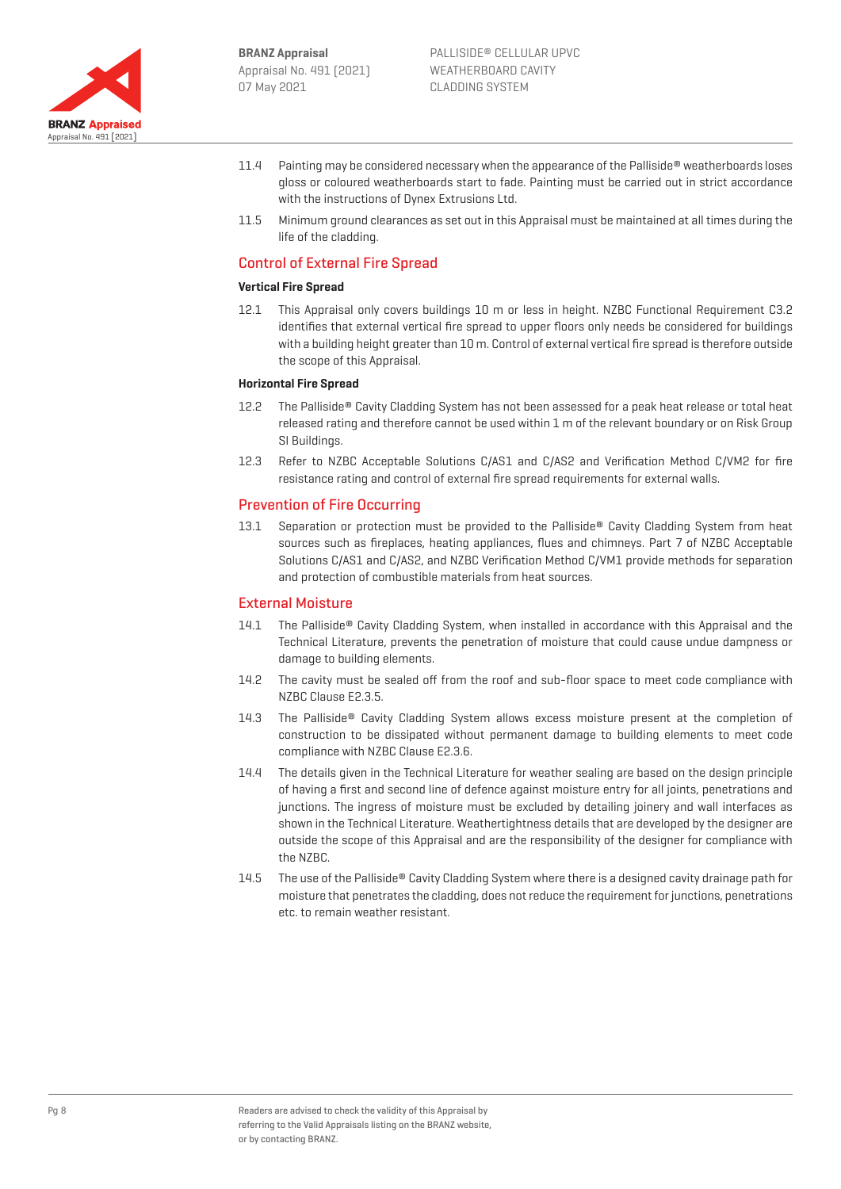11.4 Painting may be considered necessary when the appearance of the Palliside® weatherboards loses gloss or coloured weatherboards start to fade. Painting must be carried out in strict accordance with the instructions of Dynex Extrusions Ltd.

11.5 Minimum ground clearances as set out in this Appraisal must be maintained at all times during the life of the cladding.

## Control of External Fire Spread

**Vertical Fire Spread**

12.1 This Appraisal only covers buildings 10 m or less in height. NZBC Functional Requirement C3.2 identifies that external vertical fire spread to upper floors only needs be considered for buildings with a building height greater than 10 m. Control of external vertical fire spread is therefore outside the scope of this Appraisal.

**Horizontal Fire Spread**

12.2 The Palliside® Cavity Cladding System has not been assessed for a peak heat release or total heat released rating and therefore cannot be used within 1 m of the relevant boundary or on Risk Group SI Buildings.

12.3 Refer to NZBC Acceptable Solutions C/AS1 and C/AS2 and Verification Method C/VM2 for fire resistance rating and control of external fire spread requirements for external walls.

## Prevention of Fire Occurring

13.1 Separation or protection must be provided to the Palliside® Cavity Cladding System from heat sources such as fireplaces, heating appliances, flues and chimneys. Part 7 of NZBC Acceptable Solutions C/AS1 and C/AS2, and NZBC Verification Method C/VM1 provide methods for separation and protection of combustible materials from heat sources.

## External Moisture

14.1 The Palliside® Cavity Cladding System, when installed in accordance with this Appraisal and the Technical Literature, prevents the penetration of moisture that could cause undue dampness or damage to building elements.

14.2 The cavity must be sealed off from the roof and sub-floor space to meet code compliance with NZBC Clause E2.3.5.

14.3 The Palliside® Cavity Cladding System allows excess moisture present at the completion of construction to be dissipated without permanent damage to building elements to meet code compliance with NZBC Clause E2.3.6.

14.4 The details given in the Technical Literature for weather sealing are based on the design principle of having a first and second line of defence against moisture entry for all joints, penetrations and junctions. The ingress of moisture must be excluded by detailing joinery and wall interfaces as shown in the Technical Literature. Weathertightness details that are developed by the designer are outside the scope of this Appraisal and are the responsibility of the designer for compliance with the NZBC.

14.5 The use of the Palliside® Cavity Cladding System where there is a designed cavity drainage path for moisture that penetrates the cladding, does not reduce the requirement for junctions, penetrations etc. to remain weather resistant.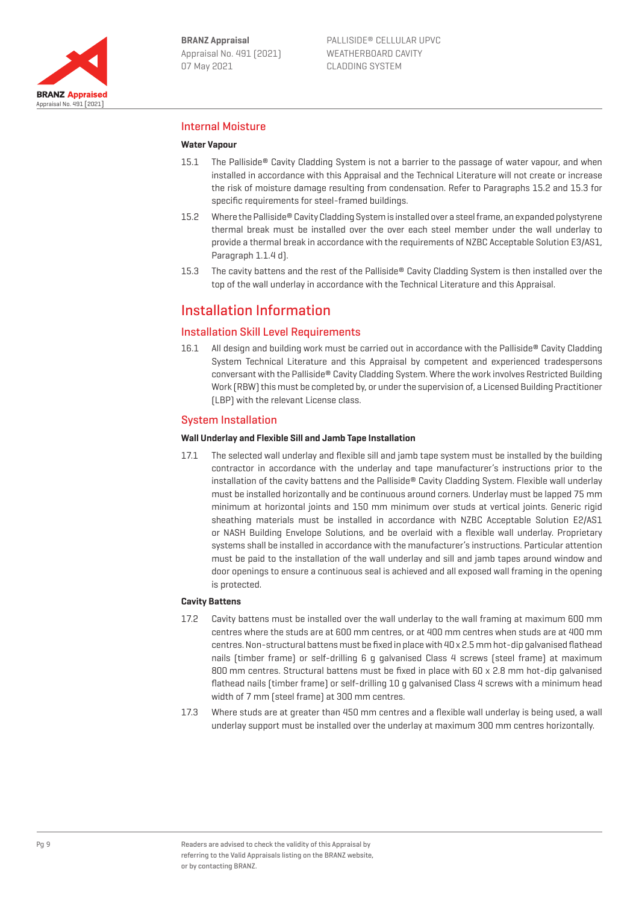## Internal Moisture

### Water Vapour

15.1 The Palliside® Cavity Cladding System is not a barrier to the passage of water vapour, and when installed in accordance with this Appraisal and the Technical Literature will not create or increase the risk of moisture damage resulting from condensation. Refer to Paragraphs 15.2 and 15.3 for specific requirements for steel-framed buildings.

15.2 Where the Palliside® Cavity Cladding System is installed over a steel frame, an expanded polystyrene thermal break must be installed over the over each steel member under the wall underlay to provide a thermal break in accordance with the requirements of NZBC Acceptable Solution E3/AS1, Paragraph 1.1.4 d).

15.3 The cavity battens and the rest of the Palliside® Cavity Cladding System is then installed over the top of the wall underlay in accordance with the Technical Literature and this Appraisal.

# Installation Information

## Installation Skill Level Requirements

16.1 All design and building work must be carried out in accordance with the Palliside® Cavity Cladding System Technical Literature and this Appraisal by competent and experienced tradespersons conversant with the Palliside® Cavity Cladding System. Where the work involves Restricted Building Work (RBW) this must be completed by, or under the supervision of, a Licensed Building Practitioner (LBP) with the relevant License class.

## System Installation

### Wall Underlay and Flexible Sill and Jamb Tape Installation

17.1 The selected wall underlay and flexible sill and jamb tape system must be installed by the building contractor in accordance with the underlay and tape manufacturer's instructions prior to the installation of the cavity battens and the Palliside® Cavity Cladding System. Flexible wall underlay must be installed horizontally and be continuous around corners. Underlay must be lapped 75 mm minimum at horizontal joints and 150 mm minimum over studs at vertical joints. Generic rigid sheathing materials must be installed in accordance with NZBC Acceptable Solution E2/AS1 or NASH Building Envelope Solutions, and be overlaid with a flexible wall underlay. Proprietary systems shall be installed in accordance with the manufacturer's instructions. Particular attention must be paid to the installation of the wall underlay and sill and jamb tapes around window and door openings to ensure a continuous seal is achieved and all exposed wall framing in the opening is protected.

### Cavity Battens

17.2 Cavity battens must be installed over the wall underlay to the wall framing at maximum 600 mm centres where the studs are at 600 mm centres, or at 400 mm centres when studs are at 400 mm centres. Non-structural battens must be fixed in place with 40 x 2.5 mm hot-dip galvanised flathead nails (timber frame) or self-drilling 6 g galvanised Class 4 screws (steel frame) at maximum 800 mm centres. Structural battens must be fixed in place with 60 x 2.8 mm hot-dip galvanised flathead nails (timber frame) or self-drilling 10 g galvanised Class 4 screws with a minimum head width of 7 mm (steel frame) at 300 mm centres.

17.3 Where studs are at greater than 450 mm centres and a flexible wall underlay is being used, a wall underlay support must be installed over the underlay at maximum 300 mm centres horizontally.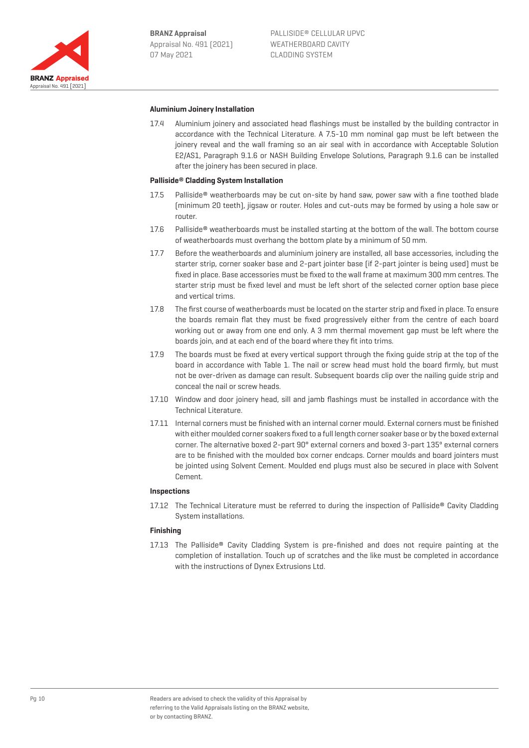### Aluminium Joinery Installation

17.4 Aluminium joinery and associated head flashings must be installed by the building contractor in accordance with the Technical Literature. A 7.5-10 mm nominal gap must be left between the joinery reveal and the wall framing so an air seal with in accordance with Acceptable Solution E2/AS1, Paragraph 9.1.6 or NASH Building Envelope Solutions, Paragraph 9.1.6 can be installed after the joinery has been secured in place.

### Palliside® Cladding System Installation

17.5 Palliside® weatherboards may be cut on-site by hand saw, power saw with a fine toothed blade (minimum 20 teeth), jigsaw or router. Holes and cut-outs may be formed by using a hole saw or router.

17.6 Palliside® weatherboards must be installed starting at the bottom of the wall. The bottom course of weatherboards must overhang the bottom plate by a minimum of 50 mm.

17.7 Before the weatherboards and aluminium joinery are installed, all base accessories, including the starter strip, corner soaker base and 2-part jointer base (if 2-part jointer is being used) must be fixed in place. Base accessories must be fixed to the wall frame at maximum 300 mm centres. The starter strip must be fixed level and must be left short of the selected corner option base piece and vertical trims.

17.8 The first course of weatherboards must be located on the starter strip and fixed in place. To ensure the boards remain flat they must be fixed progressively either from the centre of each board working out or away from one end only. A 3 mm thermal movement gap must be left where the boards join, and at each end of the board where they fit into trims.

17.9 The boards must be fixed at every vertical support through the fixing guide strip at the top of the board in accordance with Table 1. The nail or screw head must hold the board firmly, but must not be over-driven as damage can result. Subsequent boards clip over the nailing guide strip and conceal the nail or screw heads.

17.10 Window and door joinery head, sill and jamb flashings must be installed in accordance with the Technical Literature.

17.11 Internal corners must be finished with an internal corner mould. External corners must be finished with either moulded corner soakers fixed to a full length corner soaker base or by the boxed external corner. The alternative boxed 2-part 90° external corners and boxed 3-part 135° external corners are to be finished with the moulded box corner endcaps. Corner moulds and board jointers must be jointed using Solvent Cement. Moulded end plugs must also be secured in place with Solvent Cement.

### Inspections

17.12 The Technical Literature must be referred to during the inspection of Palliside® Cavity Cladding System installations.

### Finishing

17.13 The Palliside® Cavity Cladding System is pre-finished and does not require painting at the completion of installation. Touch up of scratches and the like must be completed in accordance with the instructions of Dynex Extrusions Ltd.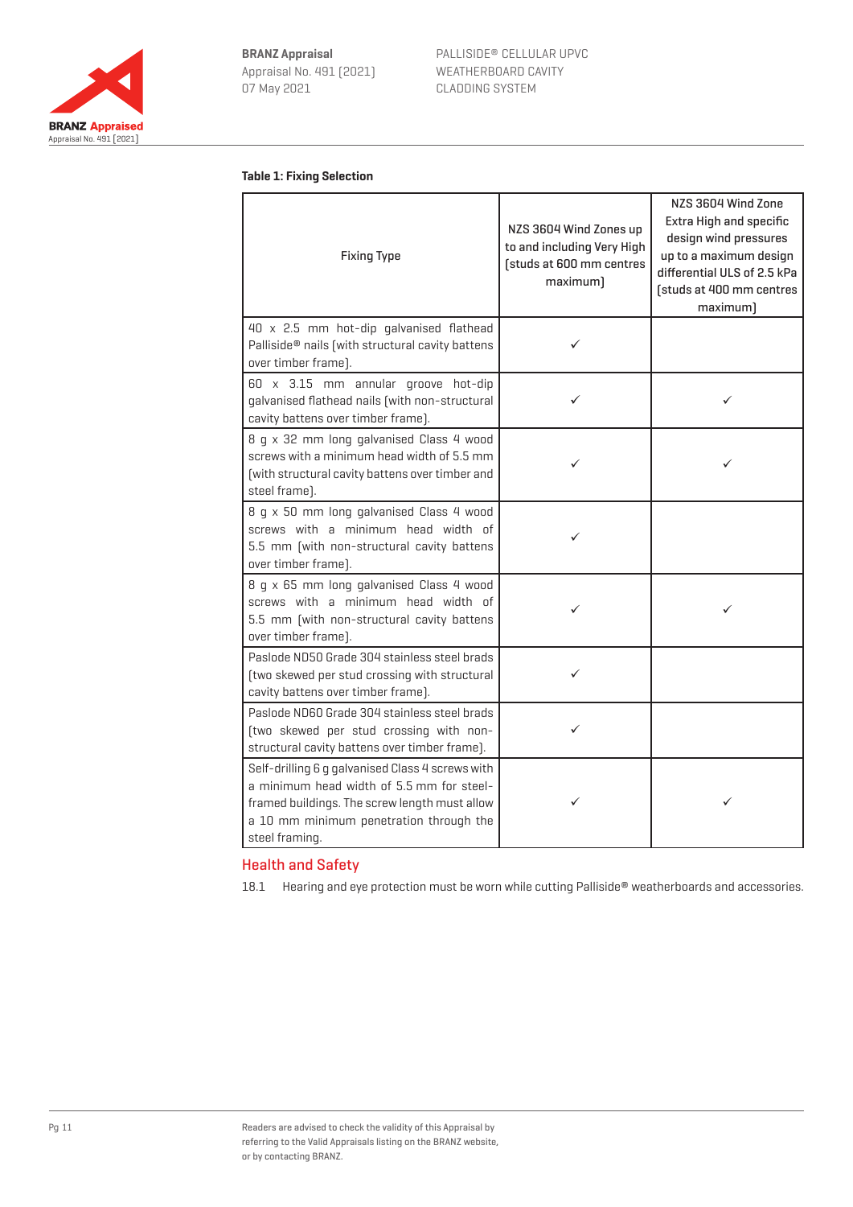**Table 1: Fixing Selection**

| Fixing Type | NZS 3604 Wind Zones up to and including Very High (studs at 600 mm centres maximum) | NZS 3604 Wind Zone Extra High and specific design wind pressures up to a maximum design differential ULS of 2.5 kPa (studs at 400 mm centres maximum) |
|---|---|---|
| 40 x 2.5 mm hot-dip galvanised flathead Palliside® nails (with structural cavity battens over timber frame). | ✓ | |
| 60 x 3.15 mm annular groove hot-dip galvanised flathead nails (with non-structural cavity battens over timber frame). | ✓ | ✓ |
| 8 g x 32 mm long galvanised Class 4 wood screws with a minimum head width of 5.5 mm (with structural cavity battens over timber and steel frame). | ✓ | ✓ |
| 8 g x 50 mm long galvanised Class 4 wood screws with a minimum head width of 5.5 mm (with non-structural cavity battens over timber frame). | ✓ | |
| 8 g x 65 mm long galvanised Class 4 wood screws with a minimum head width of 5.5 mm (with non-structural cavity battens over timber frame). | ✓ | ✓ |
| Paslode ND50 Grade 304 stainless steel brads (two skewed per stud crossing with structural cavity battens over timber frame). | ✓ | |
| Paslode ND60 Grade 304 stainless steel brads (two skewed per stud crossing with non-structural cavity battens over timber frame). | ✓ | |
| Self-drilling 6 g galvanised Class 4 screws with a minimum head width of 5.5 mm for steel-framed buildings. The screw length must allow a 10 mm minimum penetration through the steel framing. | ✓ | ✓ |

## Health and Safety

18.1 Hearing and eye protection must be worn while cutting Palliside® weatherboards and accessories.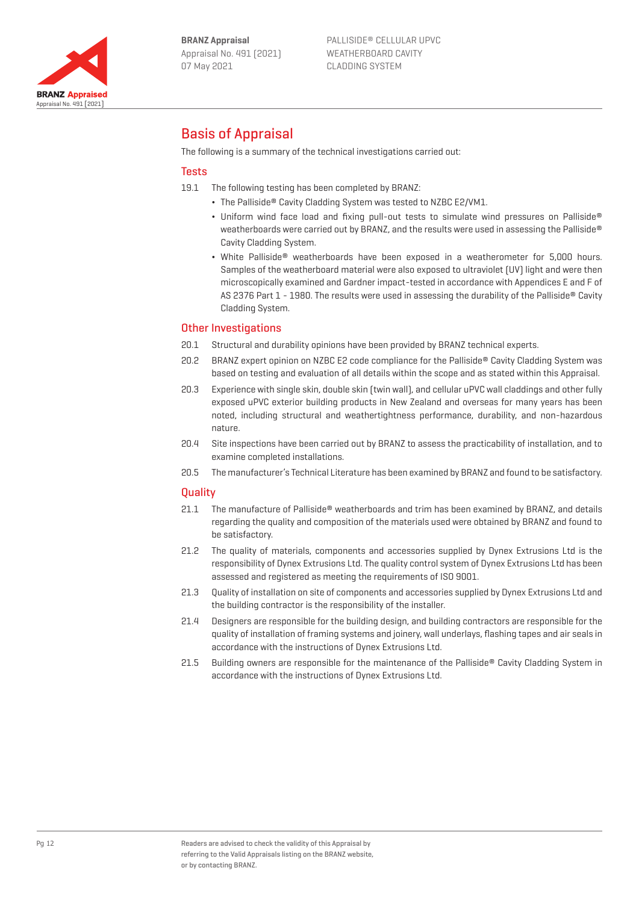## Basis of Appraisal

The following is a summary of the technical investigations carried out:

### Tests

19.1 The following testing has been completed by BRANZ:

- The Palliside® Cavity Cladding System was tested to NZBC E2/VM1.
- Uniform wind face load and fixing pull-out tests to simulate wind pressures on Palliside® weatherboards were carried out by BRANZ, and the results were used in assessing the Palliside® Cavity Cladding System.
- White Palliside® weatherboards have been exposed in a weatherometer for 5,000 hours. Samples of the weatherboard material were also exposed to ultraviolet (UV) light and were then microscopically examined and Gardner impact-tested in accordance with Appendices E and F of AS 2376 Part 1 - 1980. The results were used in assessing the durability of the Palliside® Cavity Cladding System.

### Other Investigations

20.1 Structural and durability opinions have been provided by BRANZ technical experts.

20.2 BRANZ expert opinion on NZBC E2 code compliance for the Palliside® Cavity Cladding System was based on testing and evaluation of all details within the scope and as stated within this Appraisal.

20.3 Experience with single skin, double skin (twin wall), and cellular uPVC wall claddings and other fully exposed uPVC exterior building products in New Zealand and overseas for many years has been noted, including structural and weathertightness performance, durability, and non-hazardous nature.

20.4 Site inspections have been carried out by BRANZ to assess the practicability of installation, and to examine completed installations.

20.5 The manufacturer's Technical Literature has been examined by BRANZ and found to be satisfactory.

### Quality

21.1 The manufacture of Palliside® weatherboards and trim has been examined by BRANZ, and details regarding the quality and composition of the materials used were obtained by BRANZ and found to be satisfactory.

21.2 The quality of materials, components and accessories supplied by Dynex Extrusions Ltd is the responsibility of Dynex Extrusions Ltd. The quality control system of Dynex Extrusions Ltd has been assessed and registered as meeting the requirements of ISO 9001.

21.3 Quality of installation on site of components and accessories supplied by Dynex Extrusions Ltd and the building contractor is the responsibility of the installer.

21.4 Designers are responsible for the building design, and building contractors are responsible for the quality of installation of framing systems and joinery, wall underlays, flashing tapes and air seals in accordance with the instructions of Dynex Extrusions Ltd.

21.5 Building owners are responsible for the maintenance of the Palliside® Cavity Cladding System in accordance with the instructions of Dynex Extrusions Ltd.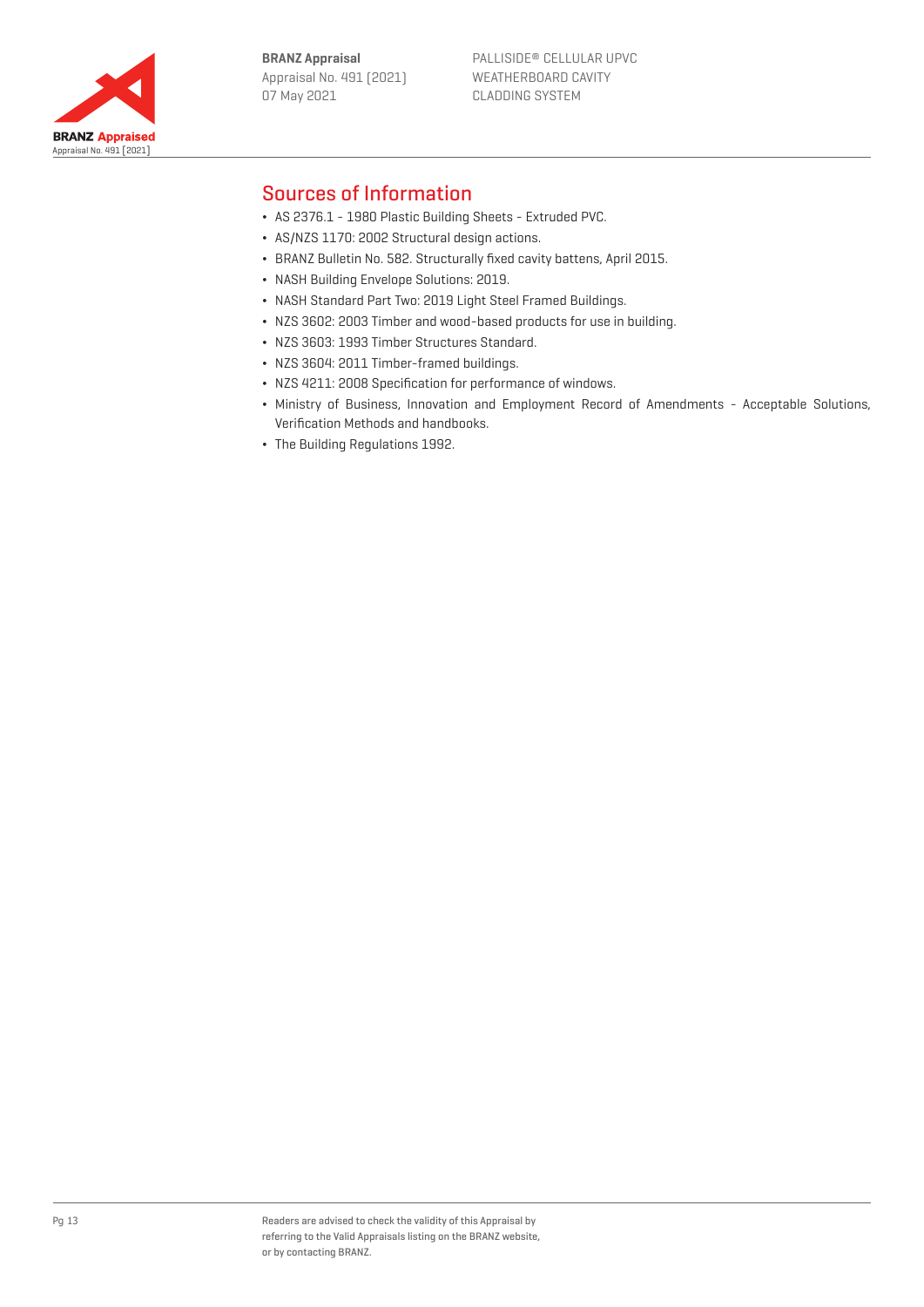## Sources of Information

- AS 2376.1 – 1980 Plastic Building Sheets – Extruded PVC.
- AS/NZS 1170: 2002 Structural design actions.
- BRANZ Bulletin No. 582. Structurally fixed cavity battens, April 2015.
- NASH Building Envelope Solutions: 2019.
- NASH Standard Part Two: 2019 Light Steel Framed Buildings.
- NZS 3602: 2003 Timber and wood-based products for use in building.
- NZS 3603: 1993 Timber Structures Standard.
- NZS 3604: 2011 Timber-framed buildings.
- NZS 4211: 2008 Specification for performance of windows.
- Ministry of Business, Innovation and Employment Record of Amendments – Acceptable Solutions, Verification Methods and handbooks.
- The Building Regulations 1992.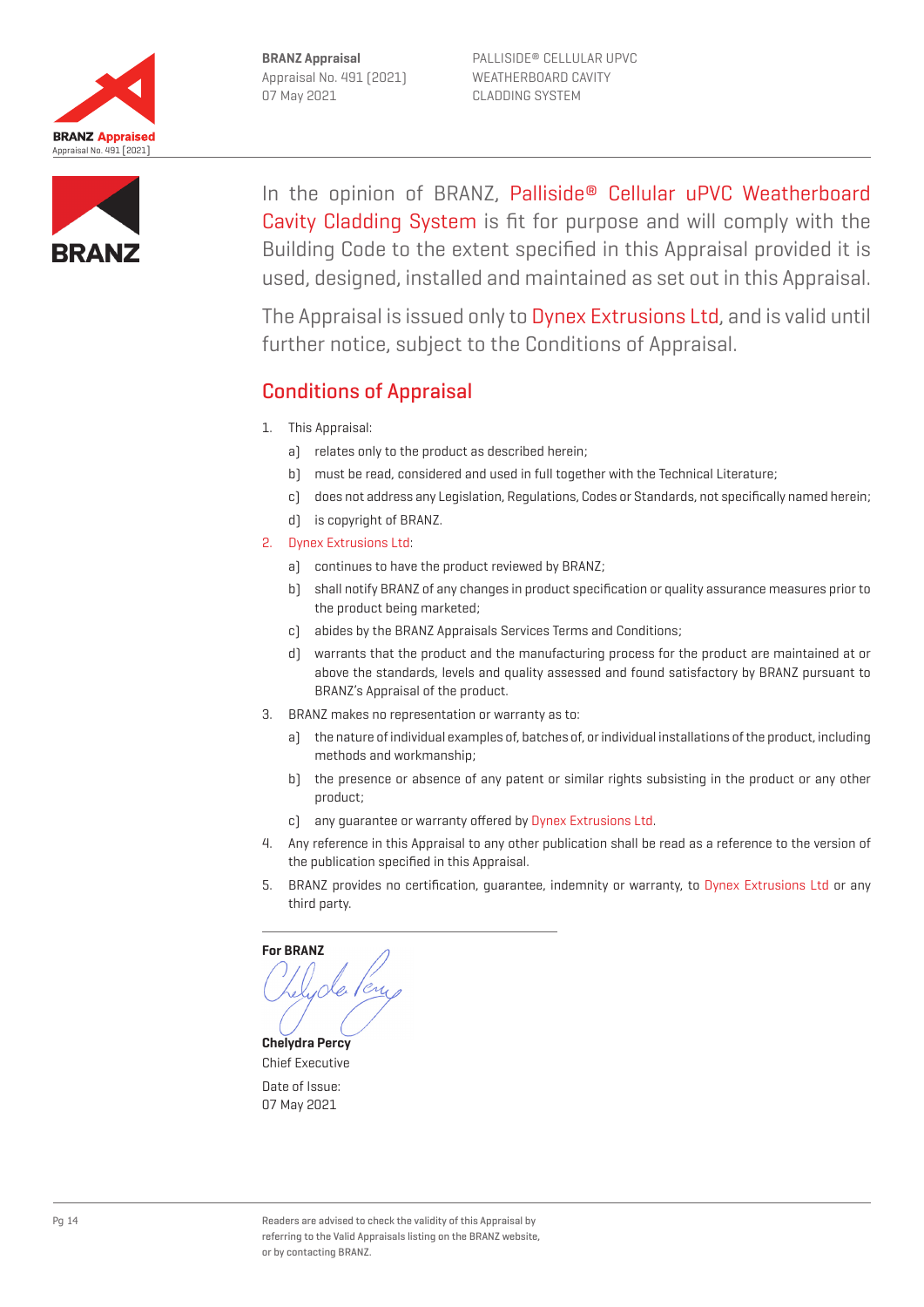In the opinion of BRANZ, Palliside® Cellular uPVC Weatherboard Cavity Cladding System is fit for purpose and will comply with the Building Code to the extent specified in this Appraisal provided it is used, designed, installed and maintained as set out in this Appraisal.

The Appraisal is issued only to Dynex Extrusions Ltd, and is valid until further notice, subject to the Conditions of Appraisal.

## Conditions of Appraisal

1. This Appraisal:
   a) relates only to the product as described herein;
   b) must be read, considered and used in full together with the Technical Literature;
   c) does not address any Legislation, Regulations, Codes or Standards, not specifically named herein;
   d) is copyright of BRANZ.
2. Dynex Extrusions Ltd:
   a) continues to have the product reviewed by BRANZ;
   b) shall notify BRANZ of any changes in product specification or quality assurance measures prior to the product being marketed;
   c) abides by the BRANZ Appraisals Services Terms and Conditions;
   d) warrants that the product and the manufacturing process for the product are maintained at or above the standards, levels and quality assessed and found satisfactory by BRANZ pursuant to BRANZ's Appraisal of the product.
3. BRANZ makes no representation or warranty as to:
   a) the nature of individual examples of, batches of, or individual installations of the product, including methods and workmanship;
   b) the presence or absence of any patent or similar rights subsisting in the product or any other product;
   c) any guarantee or warranty offered by Dynex Extrusions Ltd.
4. Any reference in this Appraisal to any other publication shall be read as a reference to the version of the publication specified in this Appraisal.
5. BRANZ provides no certification, guarantee, indemnity or warranty, to Dynex Extrusions Ltd or any third party.

**For BRANZ**

**Chelydra Percy**
Chief Executive

Date of Issue:
07 May 2021

Readers are advised to check the validity of this Appraisal by referring to the Valid Appraisals listing on the BRANZ website, or by contacting BRANZ.